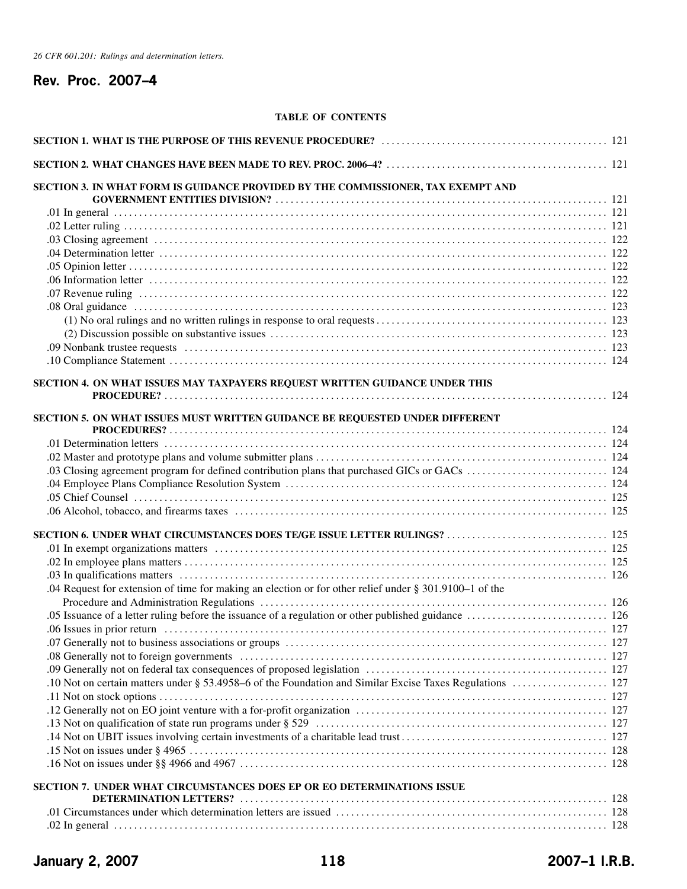*26 CFR 601.201: Rulings and determination letters.*

# Rev. Proc. 2007–4

## TABLE OF CONTENTS

**SECTION 1. WHAT IS THE PURPOSE OF THIS REVENUE PROCEDURE?** ..... 121

**SECTION 2. WHAT CHANGES HAVE BEEN MADE TO REV. PROC. 2006–4?** ..... 121

**SECTION 3. IN WHAT FORM IS GUIDANCE PROVIDED BY THE COMMISSIONER, TAX EXEMPT AND GOVERNMENT ENTITIES DIVISION?** ..... 121

- .01 In general ..... 121
- .02 Letter ruling ..... 121
- .03 Closing agreement ..... 122
- .04 Determination letter ..... 122
- .05 Opinion letter ..... 122
- .06 Information letter ..... 122
- .07 Revenue ruling ..... 122
- .08 Oral guidance ..... 123
  - (1) No oral rulings and no written rulings in response to oral requests ..... 123
  - (2) Discussion possible on substantive issues ..... 123
- .09 Nonbank trustee requests ..... 123
- .10 Compliance Statement ..... 124

**SECTION 4. ON WHAT ISSUES MAY TAXPAYERS REQUEST WRITTEN GUIDANCE UNDER THIS PROCEDURE?** ..... 124

**SECTION 5. ON WHAT ISSUES MUST WRITTEN GUIDANCE BE REQUESTED UNDER DIFFERENT PROCEDURES?** ..... 124

- .01 Determination letters ..... 124
- .02 Master and prototype plans and volume submitter plans ..... 124
- .03 Closing agreement program for defined contribution plans that purchased GICs or GACs ..... 124
- .04 Employee Plans Compliance Resolution System ..... 124
- .05 Chief Counsel ..... 125
- .06 Alcohol, tobacco, and firearms taxes ..... 125

**SECTION 6. UNDER WHAT CIRCUMSTANCES DOES TE/GE ISSUE LETTER RULINGS?** ..... 125

- .01 In exempt organizations matters ..... 125
- .02 In employee plans matters ..... 125
- .03 In qualifications matters ..... 126
- .04 Request for extension of time for making an election or for other relief under § 301.9100–1 of the Procedure and Administration Regulations ..... 126
- .05 Issuance of a letter ruling before the issuance of a regulation or other published guidance ..... 126
- .06 Issues in prior return ..... 127
- .07 Generally not to business associations or groups ..... 127
- .08 Generally not to foreign governments ..... 127
- .09 Generally not on federal tax consequences of proposed legislation ..... 127
- .10 Not on certain matters under § 53.4958–6 of the Foundation and Similar Excise Taxes Regulations ..... 127
- .11 Not on stock options ..... 127
- .12 Generally not on EO joint venture with a for-profit organization ..... 127
- .13 Not on qualification of state run programs under § 529 ..... 127
- .14 Not on UBIT issues involving certain investments of a charitable lead trust ..... 127
- .15 Not on issues under § 4965 ..... 128
- .16 Not on issues under §§ 4966 and 4967 ..... 128

**SECTION 7. UNDER WHAT CIRCUMSTANCES DOES EP OR EO DETERMINATIONS ISSUE DETERMINATION LETTERS?** ..... 128

- .01 Circumstances under which determination letters are issued ..... 128
- .02 In general ..... 128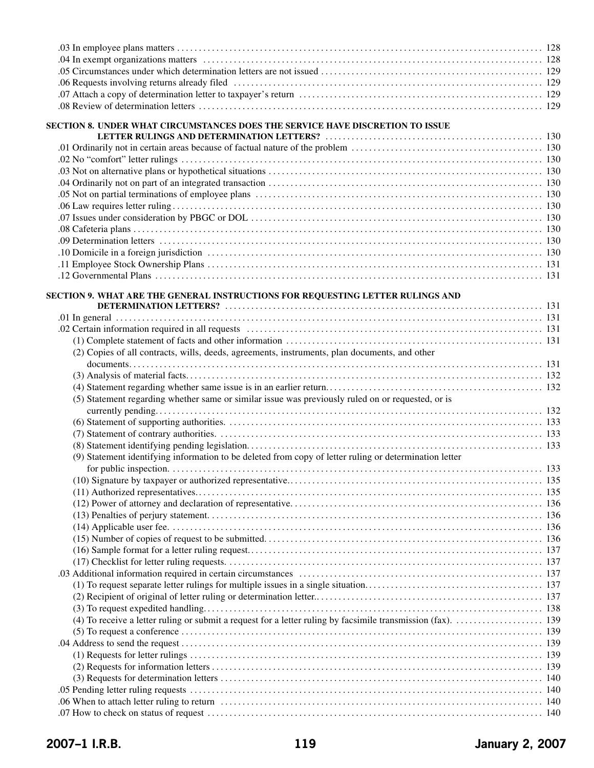.03 In employee plans matters ... 128
.04 In exempt organizations matters ... 128
.05 Circumstances under which determination letters are not issued ... 129
.06 Requests involving returns already filed ... 129
.07 Attach a copy of determination letter to taxpayer's return ... 129
.08 Review of determination letters ... 129

**SECTION 8. UNDER WHAT CIRCUMSTANCES DOES THE SERVICE HAVE DISCRETION TO ISSUE LETTER RULINGS AND DETERMINATION LETTERS?** ... 130

.01 Ordinarily not in certain areas because of factual nature of the problem ... 130
.02 No "comfort" letter rulings ... 130
.03 Not on alternative plans or hypothetical situations ... 130
.04 Ordinarily not on part of an integrated transaction ... 130
.05 Not on partial terminations of employee plans ... 130
.06 Law requires letter ruling ... 130
.07 Issues under consideration by PBGC or DOL ... 130
.08 Cafeteria plans ... 130
.09 Determination letters ... 130
.10 Domicile in a foreign jurisdiction ... 130
.11 Employee Stock Ownership Plans ... 131
.12 Governmental Plans ... 131

**SECTION 9. WHAT ARE THE GENERAL INSTRUCTIONS FOR REQUESTING LETTER RULINGS AND DETERMINATION LETTERS?** ... 131

.01 In general ... 131
.02 Certain information required in all requests ... 131
(1) Complete statement of facts and other information ... 131
(2) Copies of all contracts, wills, deeds, agreements, instruments, plan documents, and other documents... 131
(3) Analysis of material facts... 132
(4) Statement regarding whether same issue is in an earlier return... 132
(5) Statement regarding whether same or similar issue was previously ruled on or requested, or is currently pending... 132
(6) Statement of supporting authorities. ... 133
(7) Statement of contrary authorities. ... 133
(8) Statement identifying pending legislation... 133
(9) Statement identifying information to be deleted from copy of letter ruling or determination letter for public inspection. ... 133
(10) Signature by taxpayer or authorized representative... 135
(11) Authorized representatives... 135
(12) Power of attorney and declaration of representative... 136
(13) Penalties of perjury statement... 136
(14) Applicable user fee. ... 136
(15) Number of copies of request to be submitted... 136
(16) Sample format for a letter ruling request... 137
(17) Checklist for letter ruling requests. ... 137
.03 Additional information required in certain circumstances ... 137
(1) To request separate letter rulings for multiple issues in a single situation... 137
(2) Recipient of original of letter ruling or determination letter.. ... 137
(3) To request expedited handling... 138
(4) To receive a letter ruling or submit a request for a letter ruling by facsimile transmission (fax). ... 139
(5) To request a conference ... 139
.04 Address to send the request ... 139
(1) Requests for letter rulings ... 139
(2) Requests for information letters ... 139
(3) Requests for determination letters ... 140
.05 Pending letter ruling requests ... 140
.06 When to attach letter ruling to return ... 140
.07 How to check on status of request ... 140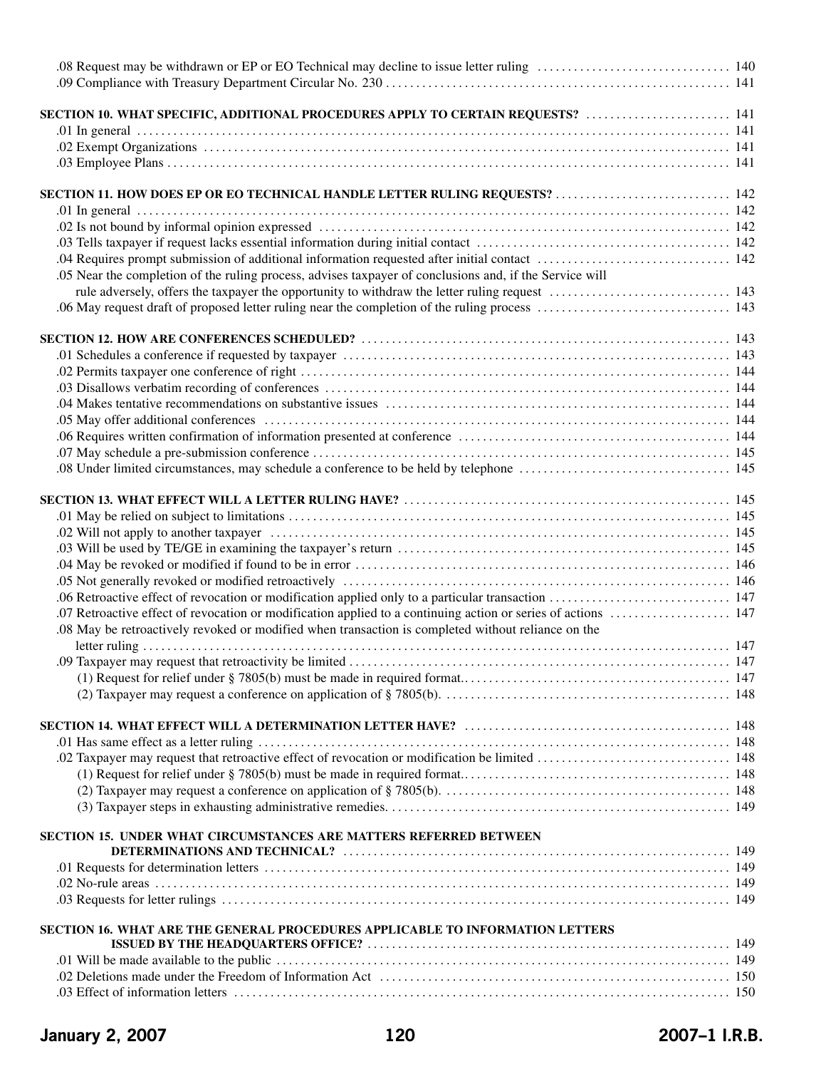.08 Request may be withdrawn or EP or EO Technical may decline to issue letter ruling ................................ 140
.09 Compliance with Treasury Department Circular No. 230 ................................ 141

**SECTION 10. WHAT SPECIFIC, ADDITIONAL PROCEDURES APPLY TO CERTAIN REQUESTS?** ................................ 141
.01 In general ................................ 141
.02 Exempt Organizations ................................ 141
.03 Employee Plans ................................ 141

**SECTION 11. HOW DOES EP OR EO TECHNICAL HANDLE LETTER RULING REQUESTS?** ................................ 142
.01 In general ................................ 142
.02 Is not bound by informal opinion expressed ................................ 142
.03 Tells taxpayer if request lacks essential information during initial contact ................................ 142
.04 Requires prompt submission of additional information requested after initial contact ................................ 142
.05 Near the completion of the ruling process, advises taxpayer of conclusions and, if the Service will rule adversely, offers the taxpayer the opportunity to withdraw the letter ruling request ................................ 143
.06 May request draft of proposed letter ruling near the completion of the ruling process ................................ 143

**SECTION 12. HOW ARE CONFERENCES SCHEDULED?** ................................ 143
.01 Schedules a conference if requested by taxpayer ................................ 143
.02 Permits taxpayer one conference of right ................................ 144
.03 Disallows verbatim recording of conferences ................................ 144
.04 Makes tentative recommendations on substantive issues ................................ 144
.05 May offer additional conferences ................................ 144
.06 Requires written confirmation of information presented at conference ................................ 144
.07 May schedule a pre-submission conference ................................ 145
.08 Under limited circumstances, may schedule a conference to be held by telephone ................................ 145

**SECTION 13. WHAT EFFECT WILL A LETTER RULING HAVE?** ................................ 145
.01 May be relied on subject to limitations ................................ 145
.02 Will not apply to another taxpayer ................................ 145
.03 Will be used by TE/GE in examining the taxpayer's return ................................ 145
.04 May be revoked or modified if found to be in error ................................ 146
.05 Not generally revoked or modified retroactively ................................ 146
.06 Retroactive effect of revocation or modification applied only to a particular transaction ................................ 147
.07 Retroactive effect of revocation or modification applied to a continuing action or series of actions ................................ 147
.08 May be retroactively revoked or modified when transaction is completed without reliance on the letter ruling ................................ 147
.09 Taxpayer may request that retroactivity be limited ................................ 147
(1) Request for relief under § 7805(b) must be made in required format. ................................ 147
(2) Taxpayer may request a conference on application of § 7805(b). ................................ 148

**SECTION 14. WHAT EFFECT WILL A DETERMINATION LETTER HAVE?** ................................ 148
.01 Has same effect as a letter ruling ................................ 148
.02 Taxpayer may request that retroactive effect of revocation or modification be limited ................................ 148
(1) Request for relief under § 7805(b) must be made in required format. ................................ 148
(2) Taxpayer may request a conference on application of § 7805(b). ................................ 148
(3) Taxpayer steps in exhausting administrative remedies. ................................ 149

**SECTION 15. UNDER WHAT CIRCUMSTANCES ARE MATTERS REFERRED BETWEEN DETERMINATIONS AND TECHNICAL?** ................................ 149
.01 Requests for determination letters ................................ 149
.02 No-rule areas ................................ 149
.03 Requests for letter rulings ................................ 149

**SECTION 16. WHAT ARE THE GENERAL PROCEDURES APPLICABLE TO INFORMATION LETTERS ISSUED BY THE HEADQUARTERS OFFICE?** ................................ 149
.01 Will be made available to the public ................................ 149
.02 Deletions made under the Freedom of Information Act ................................ 150
.03 Effect of information letters ................................ 150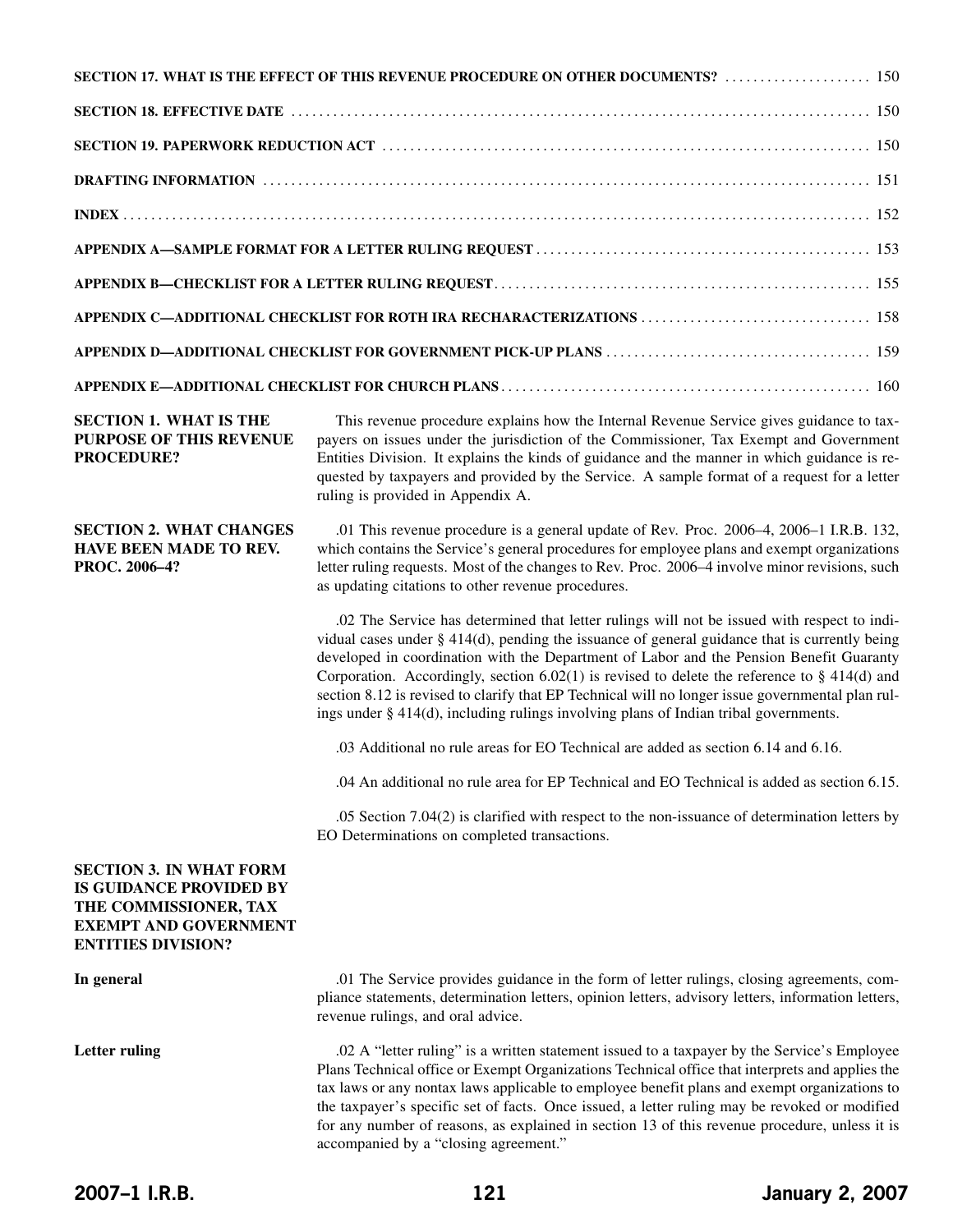| | |
|---|---|
| **SECTION 17. WHAT IS THE EFFECT OF THIS REVENUE PROCEDURE ON OTHER DOCUMENTS?** | 150 |
| **SECTION 18. EFFECTIVE DATE** | 150 |
| **SECTION 19. PAPERWORK REDUCTION ACT** | 150 |
| **DRAFTING INFORMATION** | 151 |
| **INDEX** | 152 |
| **APPENDIX A—SAMPLE FORMAT FOR A LETTER RULING REQUEST** | 153 |
| **APPENDIX B—CHECKLIST FOR A LETTER RULING REQUEST** | 155 |
| **APPENDIX C—ADDITIONAL CHECKLIST FOR ROTH IRA RECHARACTERIZATIONS** | 158 |
| **APPENDIX D—ADDITIONAL CHECKLIST FOR GOVERNMENT PICK-UP PLANS** | 159 |
| **APPENDIX E—ADDITIONAL CHECKLIST FOR CHURCH PLANS** | 160 |

## SECTION 1. WHAT IS THE PURPOSE OF THIS REVENUE PROCEDURE?

This revenue procedure explains how the Internal Revenue Service gives guidance to taxpayers on issues under the jurisdiction of the Commissioner, Tax Exempt and Government Entities Division. It explains the kinds of guidance and the manner in which guidance is requested by taxpayers and provided by the Service. A sample format of a request for a letter ruling is provided in Appendix A.

## SECTION 2. WHAT CHANGES HAVE BEEN MADE TO REV. PROC. 2006–4?

.01 This revenue procedure is a general update of Rev. Proc. 2006–4, 2006–1 I.R.B. 132, which contains the Service's general procedures for employee plans and exempt organizations letter ruling requests. Most of the changes to Rev. Proc. 2006–4 involve minor revisions, such as updating citations to other revenue procedures.

.02 The Service has determined that letter rulings will not be issued with respect to individual cases under § 414(d), pending the issuance of general guidance that is currently being developed in coordination with the Department of Labor and the Pension Benefit Guaranty Corporation. Accordingly, section 6.02(1) is revised to delete the reference to § 414(d) and section 8.12 is revised to clarify that EP Technical will no longer issue governmental plan rulings under § 414(d), including rulings involving plans of Indian tribal governments.

.03 Additional no rule areas for EO Technical are added as section 6.14 and 6.16.

.04 An additional no rule area for EP Technical and EO Technical is added as section 6.15.

.05 Section 7.04(2) is clarified with respect to the non-issuance of determination letters by EO Determinations on completed transactions.

## SECTION 3. IN WHAT FORM IS GUIDANCE PROVIDED BY THE COMMISSIONER, TAX EXEMPT AND GOVERNMENT ENTITIES DIVISION?

**In general**

.01 The Service provides guidance in the form of letter rulings, closing agreements, compliance statements, determination letters, opinion letters, advisory letters, information letters, revenue rulings, and oral advice.

**Letter ruling**

.02 A "letter ruling" is a written statement issued to a taxpayer by the Service's Employee Plans Technical office or Exempt Organizations Technical office that interprets and applies the tax laws or any nontax laws applicable to employee benefit plans and exempt organizations to the taxpayer's specific set of facts. Once issued, a letter ruling may be revoked or modified for any number of reasons, as explained in section 13 of this revenue procedure, unless it is accompanied by a "closing agreement."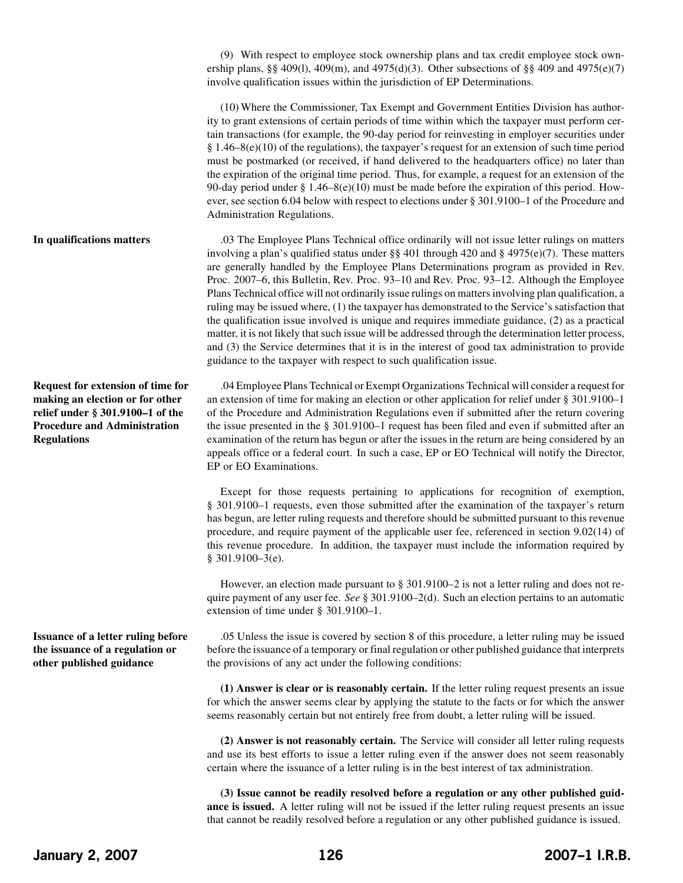(9) With respect to employee stock ownership plans and tax credit employee stock ownership plans, §§ 409(l), 409(m), and 4975(d)(3). Other subsections of §§ 409 and 4975(e)(7) involve qualification issues within the jurisdiction of EP Determinations.

(10) Where the Commissioner, Tax Exempt and Government Entities Division has authority to grant extensions of certain periods of time within which the taxpayer must perform certain transactions (for example, the 90-day period for reinvesting in employer securities under § 1.46–8(e)(10) of the regulations), the taxpayer's request for an extension of such time period must be postmarked (or received, if hand delivered to the headquarters office) no later than the expiration of the original time period. Thus, for example, a request for an extension of the 90-day period under § 1.46–8(e)(10) must be made before the expiration of this period. However, see section 6.04 below with respect to elections under § 301.9100–1 of the Procedure and Administration Regulations.

**In qualifications matters**

.03 The Employee Plans Technical office ordinarily will not issue letter rulings on matters involving a plan's qualified status under §§ 401 through 420 and § 4975(e)(7). These matters are generally handled by the Employee Plans Determinations program as provided in Rev. Proc. 2007–6, this Bulletin, Rev. Proc. 93–10 and Rev. Proc. 93–12. Although the Employee Plans Technical office will not ordinarily issue rulings on matters involving plan qualification, a ruling may be issued where, (1) the taxpayer has demonstrated to the Service's satisfaction that the qualification issue involved is unique and requires immediate guidance, (2) as a practical matter, it is not likely that such issue will be addressed through the determination letter process, and (3) the Service determines that it is in the interest of good tax administration to provide guidance to the taxpayer with respect to such qualification issue.

**Request for extension of time for making an election or for other relief under § 301.9100–1 of the Procedure and Administration Regulations**

.04 Employee Plans Technical or Exempt Organizations Technical will consider a request for an extension of time for making an election or other application for relief under § 301.9100–1 of the Procedure and Administration Regulations even if submitted after the return covering the issue presented in the § 301.9100–1 request has been filed and even if submitted after an examination of the return has begun or after the issues in the return are being considered by an appeals office or a federal court. In such a case, EP or EO Technical will notify the Director, EP or EO Examinations.

Except for those requests pertaining to applications for recognition of exemption, § 301.9100–1 requests, even those submitted after the examination of the taxpayer's return has begun, are letter ruling requests and therefore should be submitted pursuant to this revenue procedure, and require payment of the applicable user fee, referenced in section 9.02(14) of this revenue procedure. In addition, the taxpayer must include the information required by § 301.9100–3(e).

However, an election made pursuant to § 301.9100–2 is not a letter ruling and does not require payment of any user fee. *See* § 301.9100–2(d). Such an election pertains to an automatic extension of time under § 301.9100–1.

**Issuance of a letter ruling before the issuance of a regulation or other published guidance**

.05 Unless the issue is covered by section 8 of this procedure, a letter ruling may be issued before the issuance of a temporary or final regulation or other published guidance that interprets the provisions of any act under the following conditions:

**(1) Answer is clear or is reasonably certain.** If the letter ruling request presents an issue for which the answer seems clear by applying the statute to the facts or for which the answer seems reasonably certain but not entirely free from doubt, a letter ruling will be issued.

**(2) Answer is not reasonably certain.** The Service will consider all letter ruling requests and use its best efforts to issue a letter ruling even if the answer does not seem reasonably certain where the issuance of a letter ruling is in the best interest of tax administration.

**(3) Issue cannot be readily resolved before a regulation or any other published guidance is issued.** A letter ruling will not be issued if the letter ruling request presents an issue that cannot be readily resolved before a regulation or any other published guidance is issued.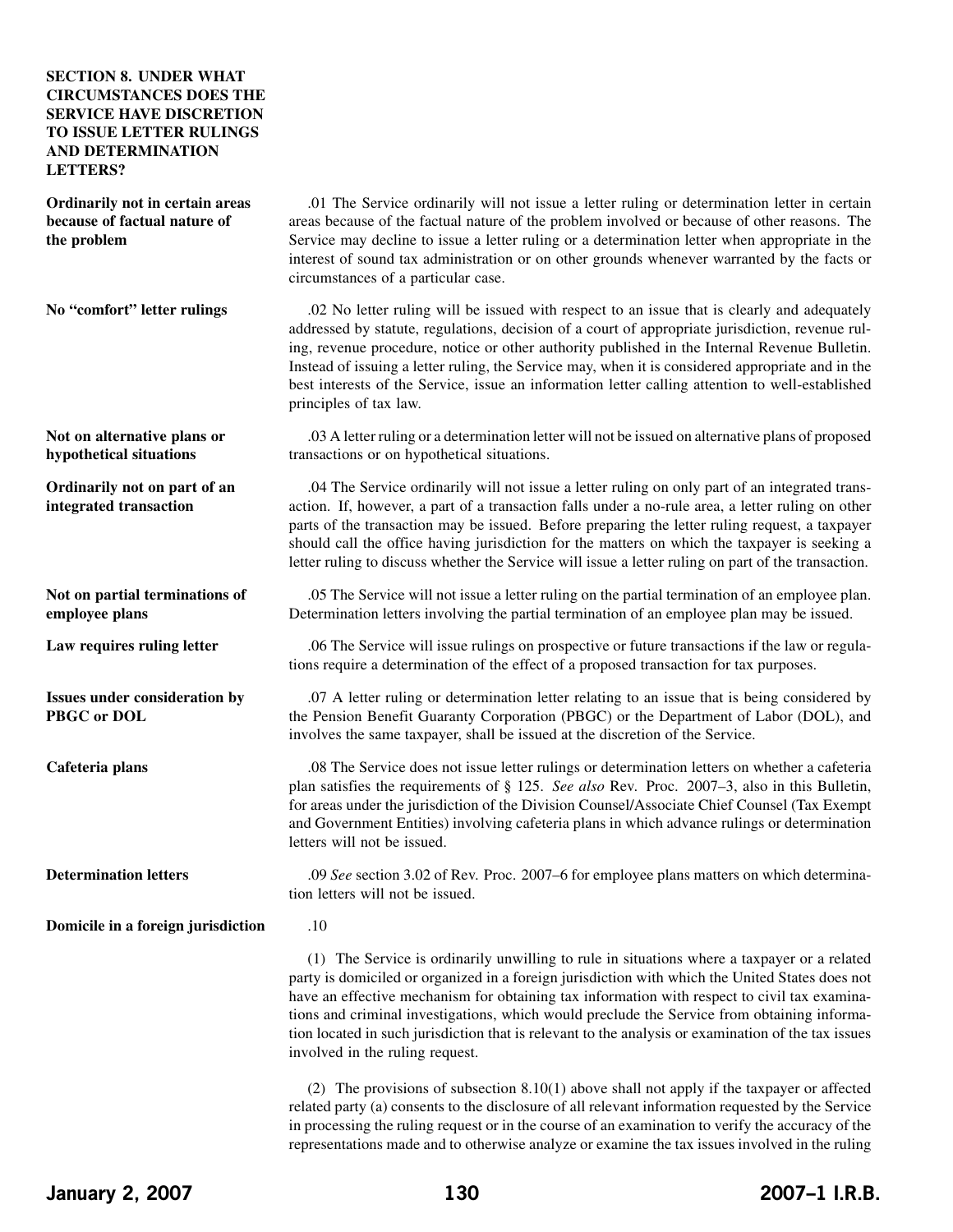## SECTION 8. UNDER WHAT CIRCUMSTANCES DOES THE SERVICE HAVE DISCRETION TO ISSUE LETTER RULINGS AND DETERMINATION LETTERS?

**Ordinarily not in certain areas because of factual nature of the problem**

.01 The Service ordinarily will not issue a letter ruling or determination letter in certain areas because of the factual nature of the problem involved or because of other reasons. The Service may decline to issue a letter ruling or a determination letter when appropriate in the interest of sound tax administration or on other grounds whenever warranted by the facts or circumstances of a particular case.

**No "comfort" letter rulings**

.02 No letter ruling will be issued with respect to an issue that is clearly and adequately addressed by statute, regulations, decision of a court of appropriate jurisdiction, revenue ruling, revenue procedure, notice or other authority published in the Internal Revenue Bulletin. Instead of issuing a letter ruling, the Service may, when it is considered appropriate and in the best interests of the Service, issue an information letter calling attention to well-established principles of tax law.

**Not on alternative plans or hypothetical situations**

.03 A letter ruling or a determination letter will not be issued on alternative plans of proposed transactions or on hypothetical situations.

**Ordinarily not on part of an integrated transaction**

.04 The Service ordinarily will not issue a letter ruling on only part of an integrated transaction. If, however, a part of a transaction falls under a no-rule area, a letter ruling on other parts of the transaction may be issued. Before preparing the letter ruling request, a taxpayer should call the office having jurisdiction for the matters on which the taxpayer is seeking a letter ruling to discuss whether the Service will issue a letter ruling on part of the transaction.

**Not on partial terminations of employee plans**

.05 The Service will not issue a letter ruling on the partial termination of an employee plan. Determination letters involving the partial termination of an employee plan may be issued.

**Law requires ruling letter**

.06 The Service will issue rulings on prospective or future transactions if the law or regulations require a determination of the effect of a proposed transaction for tax purposes.

**Issues under consideration by PBGC or DOL**

.07 A letter ruling or determination letter relating to an issue that is being considered by the Pension Benefit Guaranty Corporation (PBGC) or the Department of Labor (DOL), and involves the same taxpayer, shall be issued at the discretion of the Service.

**Cafeteria plans**

.08 The Service does not issue letter rulings or determination letters on whether a cafeteria plan satisfies the requirements of § 125. *See also* Rev. Proc. 2007–3, also in this Bulletin, for areas under the jurisdiction of the Division Counsel/Associate Chief Counsel (Tax Exempt and Government Entities) involving cafeteria plans in which advance rulings or determination letters will not be issued.

**Determination letters**

.09 *See* section 3.02 of Rev. Proc. 2007–6 for employee plans matters on which determination letters will not be issued.

**Domicile in a foreign jurisdiction**

.10

(1) The Service is ordinarily unwilling to rule in situations where a taxpayer or a related party is domiciled or organized in a foreign jurisdiction with which the United States does not have an effective mechanism for obtaining tax information with respect to civil tax examinations and criminal investigations, which would preclude the Service from obtaining information located in such jurisdiction that is relevant to the analysis or examination of the tax issues involved in the ruling request.

(2) The provisions of subsection 8.10(1) above shall not apply if the taxpayer or affected related party (a) consents to the disclosure of all relevant information requested by the Service in processing the ruling request or in the course of an examination to verify the accuracy of the representations made and to otherwise analyze or examine the tax issues involved in the ruling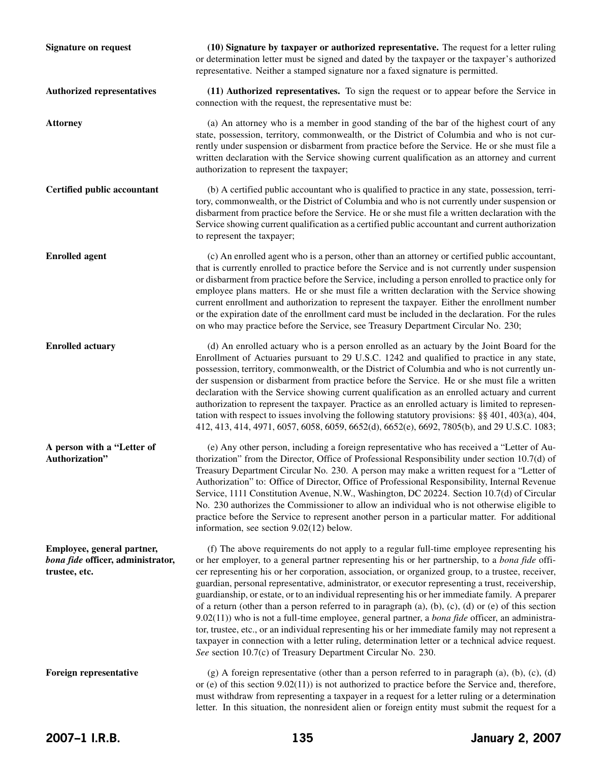**Signature on request**

**(10) Signature by taxpayer or authorized representative.** The request for a letter ruling or determination letter must be signed and dated by the taxpayer or the taxpayer's authorized representative. Neither a stamped signature nor a faxed signature is permitted.

**Authorized representatives**

**(11) Authorized representatives.** To sign the request or to appear before the Service in connection with the request, the representative must be:

**Attorney**

(a) An attorney who is a member in good standing of the bar of the highest court of any state, possession, territory, commonwealth, or the District of Columbia and who is not currently under suspension or disbarment from practice before the Service. He or she must file a written declaration with the Service showing current qualification as an attorney and current authorization to represent the taxpayer;

**Certified public accountant**

(b) A certified public accountant who is qualified to practice in any state, possession, territory, commonwealth, or the District of Columbia and who is not currently under suspension or disbarment from practice before the Service. He or she must file a written declaration with the Service showing current qualification as a certified public accountant and current authorization to represent the taxpayer;

**Enrolled agent**

(c) An enrolled agent who is a person, other than an attorney or certified public accountant, that is currently enrolled to practice before the Service and is not currently under suspension or disbarment from practice before the Service, including a person enrolled to practice only for employee plans matters. He or she must file a written declaration with the Service showing current enrollment and authorization to represent the taxpayer. Either the enrollment number or the expiration date of the enrollment card must be included in the declaration. For the rules on who may practice before the Service, see Treasury Department Circular No. 230;

**Enrolled actuary**

(d) An enrolled actuary who is a person enrolled as an actuary by the Joint Board for the Enrollment of Actuaries pursuant to 29 U.S.C. 1242 and qualified to practice in any state, possession, territory, commonwealth, or the District of Columbia and who is not currently under suspension or disbarment from practice before the Service. He or she must file a written declaration with the Service showing current qualification as an enrolled actuary and current authorization to represent the taxpayer. Practice as an enrolled actuary is limited to representation with respect to issues involving the following statutory provisions: §§ 401, 403(a), 404, 412, 413, 414, 4971, 6057, 6058, 6059, 6652(d), 6652(e), 6692, 7805(b), and 29 U.S.C. 1083;

**A person with a "Letter of Authorization"**

(e) Any other person, including a foreign representative who has received a "Letter of Authorization" from the Director, Office of Professional Responsibility under section 10.7(d) of Treasury Department Circular No. 230. A person may make a written request for a "Letter of Authorization" to: Office of Director, Office of Professional Responsibility, Internal Revenue Service, 1111 Constitution Avenue, N.W., Washington, DC 20224. Section 10.7(d) of Circular No. 230 authorizes the Commissioner to allow an individual who is not otherwise eligible to practice before the Service to represent another person in a particular matter. For additional information, see section 9.02(12) below.

**Employee, general partner, *bona fide* officer, administrator, trustee, etc.**

(f) The above requirements do not apply to a regular full-time employee representing his or her employer, to a general partner representing his or her partnership, to a *bona fide* officer representing his or her corporation, association, or organized group, to a trustee, receiver, guardian, personal representative, administrator, or executor representing a trust, receivership, guardianship, or estate, or to an individual representing his or her immediate family. A preparer of a return (other than a person referred to in paragraph (a), (b), (c), (d) or (e) of this section 9.02(11)) who is not a full-time employee, general partner, a *bona fide* officer, an administrator, trustee, etc., or an individual representing his or her immediate family may not represent a taxpayer in connection with a letter ruling, determination letter or a technical advice request. *See* section 10.7(c) of Treasury Department Circular No. 230.

**Foreign representative**

(g) A foreign representative (other than a person referred to in paragraph (a), (b), (c), (d) or (e) of this section 9.02(11)) is not authorized to practice before the Service and, therefore, must withdraw from representing a taxpayer in a request for a letter ruling or a determination letter. In this situation, the nonresident alien or foreign entity must submit the request for a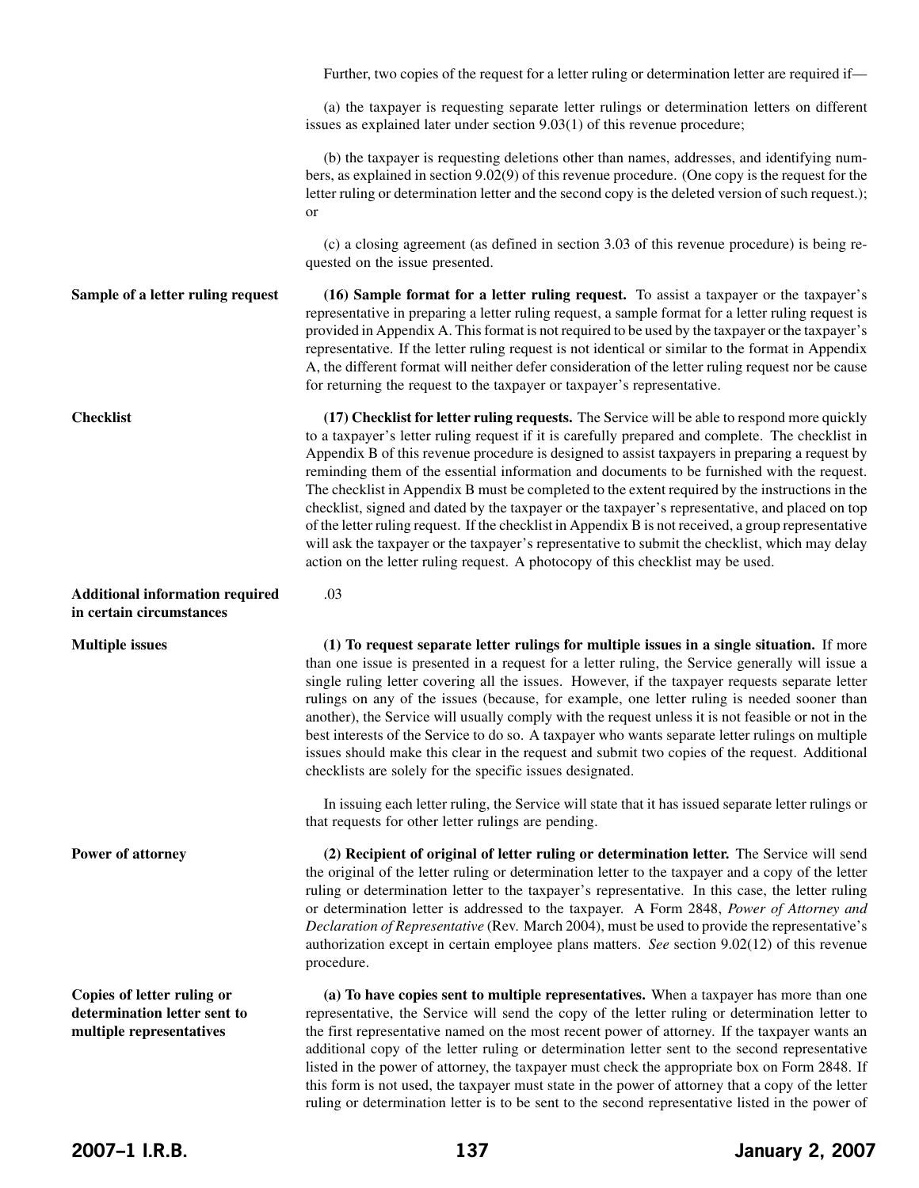Further, two copies of the request for a letter ruling or determination letter are required if—

(a) the taxpayer is requesting separate letter rulings or determination letters on different issues as explained later under section 9.03(1) of this revenue procedure;

(b) the taxpayer is requesting deletions other than names, addresses, and identifying numbers, as explained in section 9.02(9) of this revenue procedure. (One copy is the request for the letter ruling or determination letter and the second copy is the deleted version of such request.); or

(c) a closing agreement (as defined in section 3.03 of this revenue procedure) is being requested on the issue presented.

**Sample of a letter ruling request**

**(16) Sample format for a letter ruling request.** To assist a taxpayer or the taxpayer's representative in preparing a letter ruling request, a sample format for a letter ruling request is provided in Appendix A. This format is not required to be used by the taxpayer or the taxpayer's representative. If the letter ruling request is not identical or similar to the format in Appendix A, the different format will neither defer consideration of the letter ruling request nor be cause for returning the request to the taxpayer or taxpayer's representative.

**Checklist**

**(17) Checklist for letter ruling requests.** The Service will be able to respond more quickly to a taxpayer's letter ruling request if it is carefully prepared and complete. The checklist in Appendix B of this revenue procedure is designed to assist taxpayers in preparing a request by reminding them of the essential information and documents to be furnished with the request. The checklist in Appendix B must be completed to the extent required by the instructions in the checklist, signed and dated by the taxpayer or the taxpayer's representative, and placed on top of the letter ruling request. If the checklist in Appendix B is not received, a group representative will ask the taxpayer or the taxpayer's representative to submit the checklist, which may delay action on the letter ruling request. A photocopy of this checklist may be used.

**Additional information required in certain circumstances**

.03

**Multiple issues**

**(1) To request separate letter rulings for multiple issues in a single situation.** If more than one issue is presented in a request for a letter ruling, the Service generally will issue a single ruling letter covering all the issues. However, if the taxpayer requests separate letter rulings on any of the issues (because, for example, one letter ruling is needed sooner than another), the Service will usually comply with the request unless it is not feasible or not in the best interests of the Service to do so. A taxpayer who wants separate letter rulings on multiple issues should make this clear in the request and submit two copies of the request. Additional checklists are solely for the specific issues designated.

In issuing each letter ruling, the Service will state that it has issued separate letter rulings or that requests for other letter rulings are pending.

**Power of attorney**

**(2) Recipient of original of letter ruling or determination letter.** The Service will send the original of the letter ruling or determination letter to the taxpayer and a copy of the letter ruling or determination letter to the taxpayer's representative. In this case, the letter ruling or determination letter is addressed to the taxpayer. A Form 2848, *Power of Attorney and Declaration of Representative* (Rev. March 2004), must be used to provide the representative's authorization except in certain employee plans matters. *See* section 9.02(12) of this revenue procedure.

**Copies of letter ruling or determination letter sent to multiple representatives**

**(a) To have copies sent to multiple representatives.** When a taxpayer has more than one representative, the Service will send the copy of the letter ruling or determination letter to the first representative named on the most recent power of attorney. If the taxpayer wants an additional copy of the letter ruling or determination letter sent to the second representative listed in the power of attorney, the taxpayer must check the appropriate box on Form 2848. If this form is not used, the taxpayer must state in the power of attorney that a copy of the letter ruling or determination letter is to be sent to the second representative listed in the power of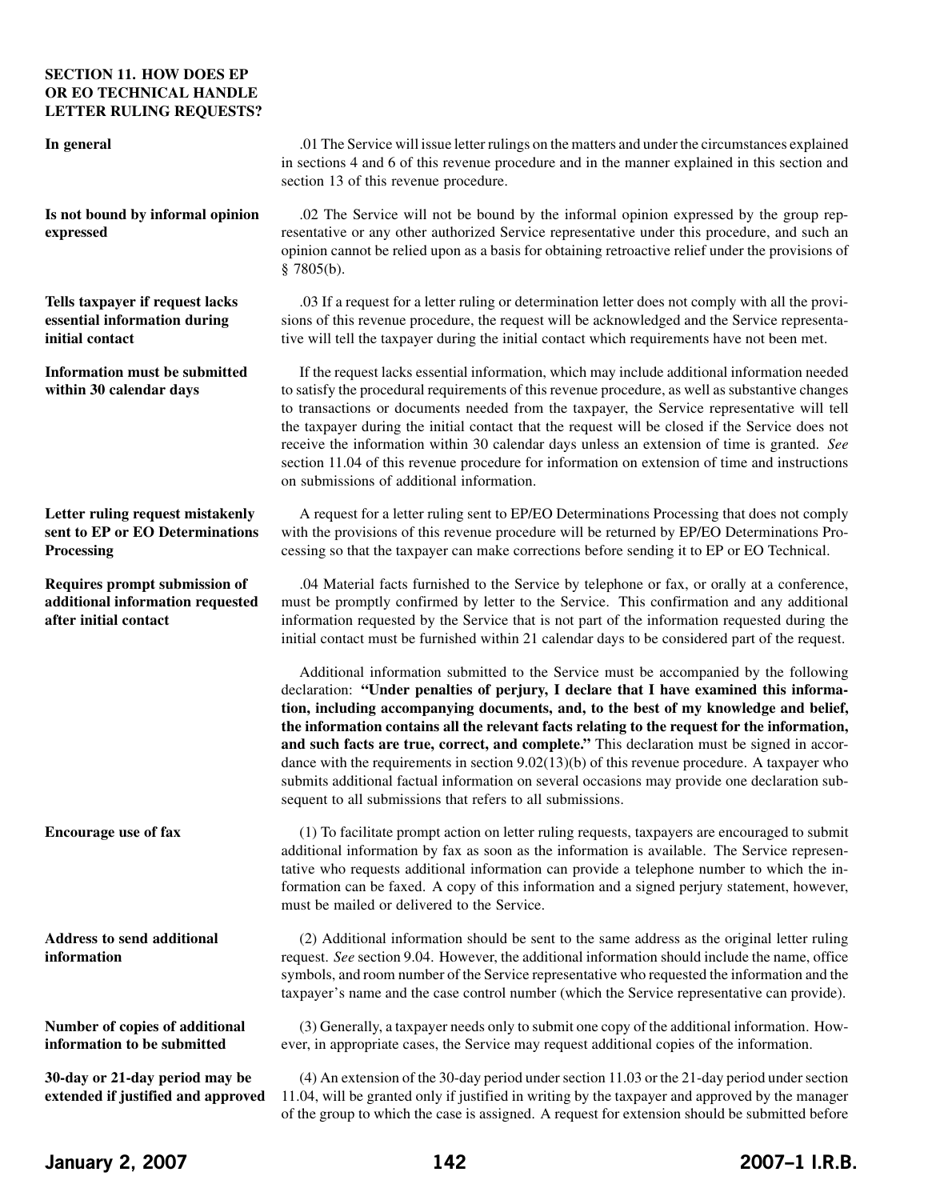## SECTION 11. HOW DOES EP OR EO TECHNICAL HANDLE LETTER RULING REQUESTS?

**In general**

.01 The Service will issue letter rulings on the matters and under the circumstances explained in sections 4 and 6 of this revenue procedure and in the manner explained in this section and section 13 of this revenue procedure.

**Is not bound by informal opinion expressed**

.02 The Service will not be bound by the informal opinion expressed by the group representative or any other authorized Service representative under this procedure, and such an opinion cannot be relied upon as a basis for obtaining retroactive relief under the provisions of § 7805(b).

**Tells taxpayer if request lacks essential information during initial contact**

.03 If a request for a letter ruling or determination letter does not comply with all the provisions of this revenue procedure, the request will be acknowledged and the Service representative will tell the taxpayer during the initial contact which requirements have not been met.

**Information must be submitted within 30 calendar days**

If the request lacks essential information, which may include additional information needed to satisfy the procedural requirements of this revenue procedure, as well as substantive changes to transactions or documents needed from the taxpayer, the Service representative will tell the taxpayer during the initial contact that the request will be closed if the Service does not receive the information within 30 calendar days unless an extension of time is granted. *See* section 11.04 of this revenue procedure for information on extension of time and instructions on submissions of additional information.

**Letter ruling request mistakenly sent to EP or EO Determinations Processing**

A request for a letter ruling sent to EP/EO Determinations Processing that does not comply with the provisions of this revenue procedure will be returned by EP/EO Determinations Processing so that the taxpayer can make corrections before sending it to EP or EO Technical.

**Requires prompt submission of additional information requested after initial contact**

.04 Material facts furnished to the Service by telephone or fax, or orally at a conference, must be promptly confirmed by letter to the Service. This confirmation and any additional information requested by the Service that is not part of the information requested during the initial contact must be furnished within 21 calendar days to be considered part of the request.

Additional information submitted to the Service must be accompanied by the following declaration: **"Under penalties of perjury, I declare that I have examined this information, including accompanying documents, and, to the best of my knowledge and belief, the information contains all the relevant facts relating to the request for the information, and such facts are true, correct, and complete."** This declaration must be signed in accordance with the requirements in section 9.02(13)(b) of this revenue procedure. A taxpayer who submits additional factual information on several occasions may provide one declaration subsequent to all submissions that refers to all submissions.

**Encourage use of fax**

(1) To facilitate prompt action on letter ruling requests, taxpayers are encouraged to submit additional information by fax as soon as the information is available. The Service representative who requests additional information can provide a telephone number to which the information can be faxed. A copy of this information and a signed perjury statement, however, must be mailed or delivered to the Service.

**Address to send additional information**

(2) Additional information should be sent to the same address as the original letter ruling request. *See* section 9.04. However, the additional information should include the name, office symbols, and room number of the Service representative who requested the information and the taxpayer's name and the case control number (which the Service representative can provide).

**Number of copies of additional information to be submitted**

(3) Generally, a taxpayer needs only to submit one copy of the additional information. However, in appropriate cases, the Service may request additional copies of the information.

**30-day or 21-day period may be extended if justified and approved**

(4) An extension of the 30-day period under section 11.03 or the 21-day period under section 11.04, will be granted only if justified in writing by the taxpayer and approved by the manager of the group to which the case is assigned. A request for extension should be submitted before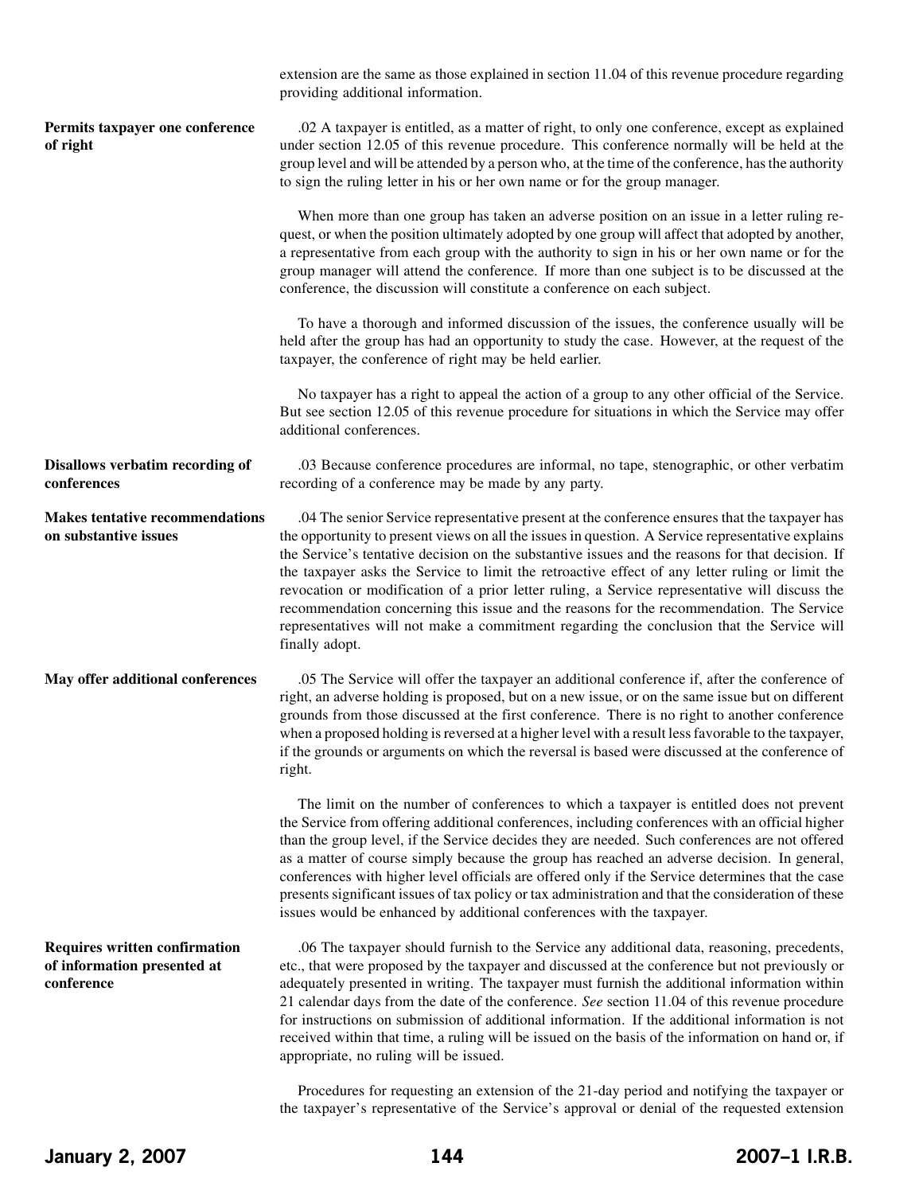extension are the same as those explained in section 11.04 of this revenue procedure regarding providing additional information.

**Permits taxpayer one conference of right**

.02 A taxpayer is entitled, as a matter of right, to only one conference, except as explained under section 12.05 of this revenue procedure. This conference normally will be held at the group level and will be attended by a person who, at the time of the conference, has the authority to sign the ruling letter in his or her own name or for the group manager.

When more than one group has taken an adverse position on an issue in a letter ruling request, or when the position ultimately adopted by one group will affect that adopted by another, a representative from each group with the authority to sign in his or her own name or for the group manager will attend the conference. If more than one subject is to be discussed at the conference, the discussion will constitute a conference on each subject.

To have a thorough and informed discussion of the issues, the conference usually will be held after the group has had an opportunity to study the case. However, at the request of the taxpayer, the conference of right may be held earlier.

No taxpayer has a right to appeal the action of a group to any other official of the Service. But see section 12.05 of this revenue procedure for situations in which the Service may offer additional conferences.

**Disallows verbatim recording of conferences**

.03 Because conference procedures are informal, no tape, stenographic, or other verbatim recording of a conference may be made by any party.

**Makes tentative recommendations on substantive issues**

.04 The senior Service representative present at the conference ensures that the taxpayer has the opportunity to present views on all the issues in question. A Service representative explains the Service's tentative decision on the substantive issues and the reasons for that decision. If the taxpayer asks the Service to limit the retroactive effect of any letter ruling or limit the revocation or modification of a prior letter ruling, a Service representative will discuss the recommendation concerning this issue and the reasons for the recommendation. The Service representatives will not make a commitment regarding the conclusion that the Service will finally adopt.

**May offer additional conferences**

.05 The Service will offer the taxpayer an additional conference if, after the conference of right, an adverse holding is proposed, but on a new issue, or on the same issue but on different grounds from those discussed at the first conference. There is no right to another conference when a proposed holding is reversed at a higher level with a result less favorable to the taxpayer, if the grounds or arguments on which the reversal is based were discussed at the conference of right.

The limit on the number of conferences to which a taxpayer is entitled does not prevent the Service from offering additional conferences, including conferences with an official higher than the group level, if the Service decides they are needed. Such conferences are not offered as a matter of course simply because the group has reached an adverse decision. In general, conferences with higher level officials are offered only if the Service determines that the case presents significant issues of tax policy or tax administration and that the consideration of these issues would be enhanced by additional conferences with the taxpayer.

**Requires written confirmation of information presented at conference**

.06 The taxpayer should furnish to the Service any additional data, reasoning, precedents, etc., that were proposed by the taxpayer and discussed at the conference but not previously or adequately presented in writing. The taxpayer must furnish the additional information within 21 calendar days from the date of the conference. *See* section 11.04 of this revenue procedure for instructions on submission of additional information. If the additional information is not received within that time, a ruling will be issued on the basis of the information on hand or, if appropriate, no ruling will be issued.

Procedures for requesting an extension of the 21-day period and notifying the taxpayer or the taxpayer's representative of the Service's approval or denial of the requested extension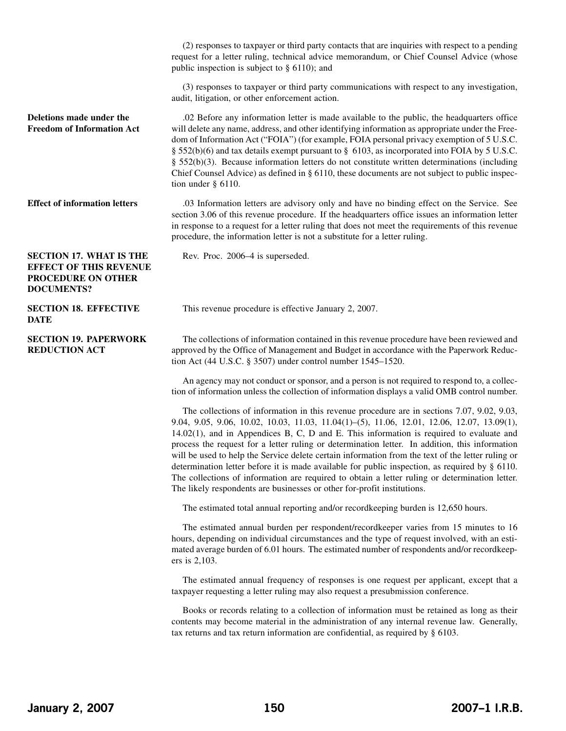(2) responses to taxpayer or third party contacts that are inquiries with respect to a pending request for a letter ruling, technical advice memorandum, or Chief Counsel Advice (whose public inspection is subject to § 6110); and

(3) responses to taxpayer or third party communications with respect to any investigation, audit, litigation, or other enforcement action.

**Deletions made under the Freedom of Information Act**

.02 Before any information letter is made available to the public, the headquarters office will delete any name, address, and other identifying information as appropriate under the Freedom of Information Act ("FOIA") (for example, FOIA personal privacy exemption of 5 U.S.C. § 552(b)(6) and tax details exempt pursuant to § 6103, as incorporated into FOIA by 5 U.S.C. § 552(b)(3). Because information letters do not constitute written determinations (including Chief Counsel Advice) as defined in § 6110, these documents are not subject to public inspection under § 6110.

**Effect of information letters**

.03 Information letters are advisory only and have no binding effect on the Service. See section 3.06 of this revenue procedure. If the headquarters office issues an information letter in response to a request for a letter ruling that does not meet the requirements of this revenue procedure, the information letter is not a substitute for a letter ruling.

## SECTION 17. WHAT IS THE EFFECT OF THIS REVENUE PROCEDURE ON OTHER DOCUMENTS?

Rev. Proc. 2006–4 is superseded.

## SECTION 18. EFFECTIVE DATE

This revenue procedure is effective January 2, 2007.

## SECTION 19. PAPERWORK REDUCTION ACT

The collections of information contained in this revenue procedure have been reviewed and approved by the Office of Management and Budget in accordance with the Paperwork Reduction Act (44 U.S.C. § 3507) under control number 1545–1520.

An agency may not conduct or sponsor, and a person is not required to respond to, a collection of information unless the collection of information displays a valid OMB control number.

The collections of information in this revenue procedure are in sections 7.07, 9.02, 9.03, 9.04, 9.05, 9.06, 10.02, 10.03, 11.03, 11.04(1)–(5), 11.06, 12.01, 12.06, 12.07, 13.09(1), 14.02(1), and in Appendices B, C, D and E. This information is required to evaluate and process the request for a letter ruling or determination letter. In addition, this information will be used to help the Service delete certain information from the text of the letter ruling or determination letter before it is made available for public inspection, as required by § 6110. The collections of information are required to obtain a letter ruling or determination letter. The likely respondents are businesses or other for-profit institutions.

The estimated total annual reporting and/or recordkeeping burden is 12,650 hours.

The estimated annual burden per respondent/recordkeeper varies from 15 minutes to 16 hours, depending on individual circumstances and the type of request involved, with an estimated average burden of 6.01 hours. The estimated number of respondents and/or recordkeepers is 2,103.

The estimated annual frequency of responses is one request per applicant, except that a taxpayer requesting a letter ruling may also request a presubmission conference.

Books or records relating to a collection of information must be retained as long as their contents may become material in the administration of any internal revenue law. Generally, tax returns and tax return information are confidential, as required by § 6103.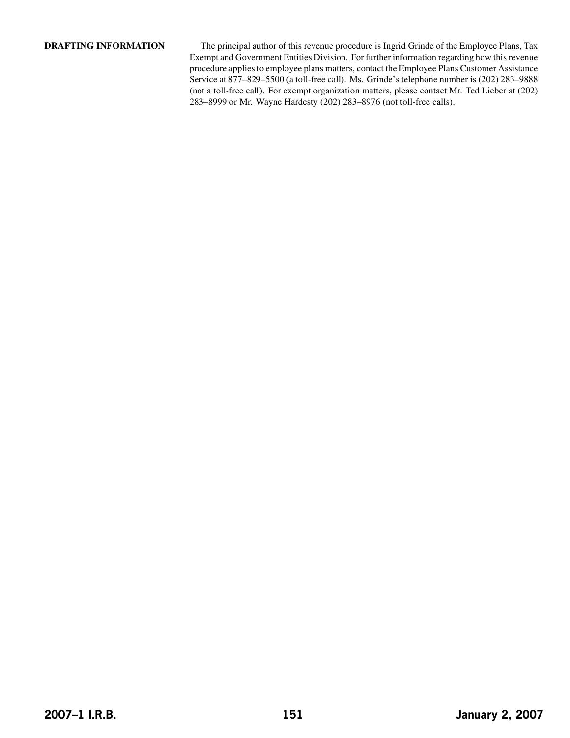**DRAFTING INFORMATION**

The principal author of this revenue procedure is Ingrid Grinde of the Employee Plans, Tax Exempt and Government Entities Division. For further information regarding how this revenue procedure applies to employee plans matters, contact the Employee Plans Customer Assistance Service at 877–829–5500 (a toll-free call). Ms. Grinde's telephone number is (202) 283–9888 (not a toll-free call). For exempt organization matters, please contact Mr. Ted Lieber at (202) 283–8999 or Mr. Wayne Hardesty (202) 283–8976 (not toll-free calls).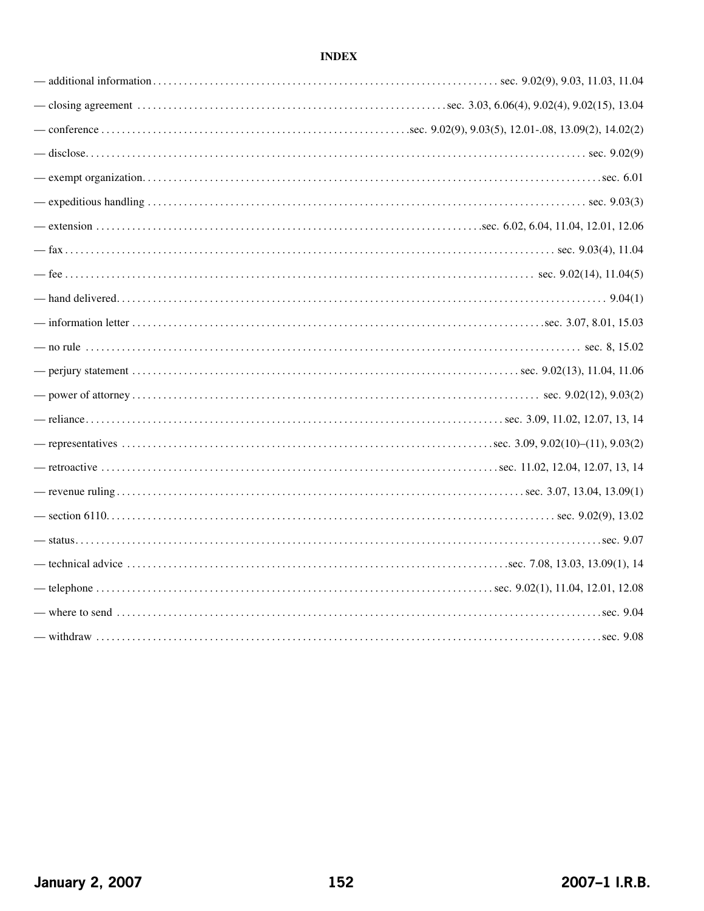**INDEX**

— additional information . . . . . . . . . . . . . . . . . . . . . . . . . . . . . . . . . . . . . . . . . . . . . . . . . . . . . . . . . . . . . . . . . sec. 9.02(9), 9.03, 11.03, 11.04

— closing agreement . . . . . . . . . . . . . . . . . . . . . . . . . . . . . . . . . . . . . . . . . . . . . . . . . . . . . . . . . . sec. 3.03, 6.06(4), 9.02(4), 9.02(15), 13.04

— conference . . . . . . . . . . . . . . . . . . . . . . . . . . . . . . . . . . . . . . . . . . . . . . . . . . . . . . . . .sec. 9.02(9), 9.03(5), 12.01-.08, 13.09(2), 14.02(2)

— disclose. . . . . . . . . . . . . . . . . . . . . . . . . . . . . . . . . . . . . . . . . . . . . . . . . . . . . . . . . . . . . . . . . . . . . . . . . . . . . . . . . . . . . . . sec. 9.02(9)

— exempt organization. . . . . . . . . . . . . . . . . . . . . . . . . . . . . . . . . . . . . . . . . . . . . . . . . . . . . . . . . . . . . . . . . . . . . . . . . . . . . . . .sec. 6.01

— expeditious handling . . . . . . . . . . . . . . . . . . . . . . . . . . . . . . . . . . . . . . . . . . . . . . . . . . . . . . . . . . . . . . . . . . . . . . . . . . . . sec. 9.03(3)

— extension . . . . . . . . . . . . . . . . . . . . . . . . . . . . . . . . . . . . . . . . . . . . . . . . . . . . . . . . . . . . . . . . . . . . . . .sec. 6.02, 6.04, 11.04, 12.01, 12.06

— fax . . . . . . . . . . . . . . . . . . . . . . . . . . . . . . . . . . . . . . . . . . . . . . . . . . . . . . . . . . . . . . . . . . . . . . . . . . . . . . . . . . . . sec. 9.03(4), 11.04

— fee . . . . . . . . . . . . . . . . . . . . . . . . . . . . . . . . . . . . . . . . . . . . . . . . . . . . . . . . . . . . . . . . . . . . . . . . . . . . . . . . . . sec. 9.02(14), 11.04(5)

— hand delivered. . . . . . . . . . . . . . . . . . . . . . . . . . . . . . . . . . . . . . . . . . . . . . . . . . . . . . . . . . . . . . . . . . . . . . . . . . . . . . . . . . . . . 9.04(1)

— information letter . . . . . . . . . . . . . . . . . . . . . . . . . . . . . . . . . . . . . . . . . . . . . . . . . . . . . . . . . . . . . . . . . . . . . . . . .sec. 3.07, 8.01, 15.03

— no rule . . . . . . . . . . . . . . . . . . . . . . . . . . . . . . . . . . . . . . . . . . . . . . . . . . . . . . . . . . . . . . . . . . . . . . . . . . . . . . . . . . . . . . . sec. 8, 15.02

— perjury statement . . . . . . . . . . . . . . . . . . . . . . . . . . . . . . . . . . . . . . . . . . . . . . . . . . . . . . . . . . . . . . . . . . . . . sec. 9.02(13), 11.04, 11.06

— power of attorney . . . . . . . . . . . . . . . . . . . . . . . . . . . . . . . . . . . . . . . . . . . . . . . . . . . . . . . . . . . . . . . . . . . . . . . . . . . sec. 9.02(12), 9.03(2)

— reliance. . . . . . . . . . . . . . . . . . . . . . . . . . . . . . . . . . . . . . . . . . . . . . . . . . . . . . . . . . . . . . . . . . . . . . . . . . sec. 3.09, 11.02, 12.07, 13, 14

— representatives . . . . . . . . . . . . . . . . . . . . . . . . . . . . . . . . . . . . . . . . . . . . . . . . . . . . . . . . . . . . . . . . . . .sec. 3.09, 9.02(10)–(11), 9.03(2)

— retroactive . . . . . . . . . . . . . . . . . . . . . . . . . . . . . . . . . . . . . . . . . . . . . . . . . . . . . . . . . . . . . . . . . . . . . . . . sec. 11.02, 12.04, 12.07, 13, 14

— revenue ruling . . . . . . . . . . . . . . . . . . . . . . . . . . . . . . . . . . . . . . . . . . . . . . . . . . . . . . . . . . . . . . . . . . . . . . . . sec. 3.07, 13.04, 13.09(1)

— section 6110. . . . . . . . . . . . . . . . . . . . . . . . . . . . . . . . . . . . . . . . . . . . . . . . . . . . . . . . . . . . . . . . . . . . . . . . . . . . . . . sec. 9.02(9), 13.02

— status. . . . . . . . . . . . . . . . . . . . . . . . . . . . . . . . . . . . . . . . . . . . . . . . . . . . . . . . . . . . . . . . . . . . . . . . . . . . . . . . . . . . . . . . . . . . . .sec. 9.07

— technical advice . . . . . . . . . . . . . . . . . . . . . . . . . . . . . . . . . . . . . . . . . . . . . . . . . . . . . . . . . . . . . . . . . . . . .sec. 7.08, 13.03, 13.09(1), 14

— telephone . . . . . . . . . . . . . . . . . . . . . . . . . . . . . . . . . . . . . . . . . . . . . . . . . . . . . . . . . . . . . . . . . . . . . . . . sec. 9.02(1), 11.04, 12.01, 12.08

— where to send . . . . . . . . . . . . . . . . . . . . . . . . . . . . . . . . . . . . . . . . . . . . . . . . . . . . . . . . . . . . . . . . . . . . . . . . . . . . . . . . . . . . . . .sec. 9.04

— withdraw . . . . . . . . . . . . . . . . . . . . . . . . . . . . . . . . . . . . . . . . . . . . . . . . . . . . . . . . . . . . . . . . . . . . . . . . . . . . . . . . . . . . . . . . . .sec. 9.08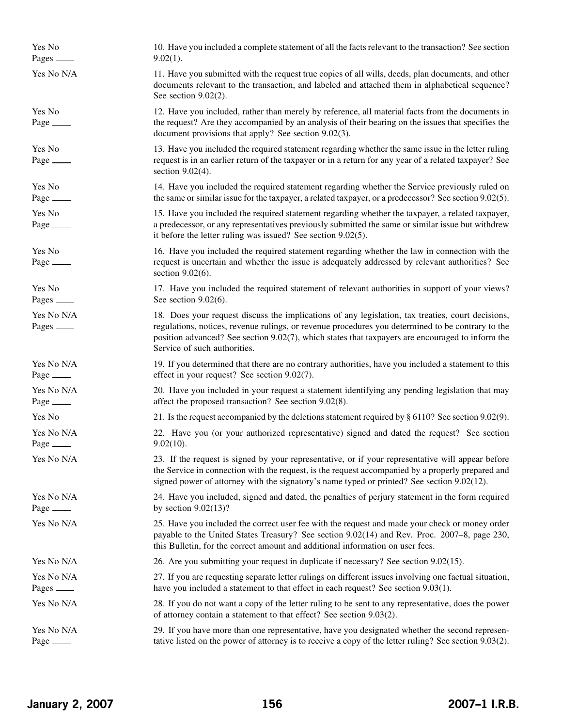| | |
|---|---|
| Yes No<br>Pages ____ | 10. Have you included a complete statement of all the facts relevant to the transaction? See section 9.02(1). |
| Yes No N/A | 11. Have you submitted with the request true copies of all wills, deeds, plan documents, and other documents relevant to the transaction, and labeled and attached them in alphabetical sequence? See section 9.02(2). |
| Yes No<br>Page ____ | 12. Have you included, rather than merely by reference, all material facts from the documents in the request? Are they accompanied by an analysis of their bearing on the issues that specifies the document provisions that apply? See section 9.02(3). |
| Yes No<br>Page ____ | 13. Have you included the required statement regarding whether the same issue in the letter ruling request is in an earlier return of the taxpayer or in a return for any year of a related taxpayer? See section 9.02(4). |
| Yes No<br>Page ____ | 14. Have you included the required statement regarding whether the Service previously ruled on the same or similar issue for the taxpayer, a related taxpayer, or a predecessor? See section 9.02(5). |
| Yes No<br>Page ____ | 15. Have you included the required statement regarding whether the taxpayer, a related taxpayer, a predecessor, or any representatives previously submitted the same or similar issue but withdrew it before the letter ruling was issued? See section 9.02(5). |
| Yes No<br>Page ____ | 16. Have you included the required statement regarding whether the law in connection with the request is uncertain and whether the issue is adequately addressed by relevant authorities? See section 9.02(6). |
| Yes No<br>Pages ____ | 17. Have you included the required statement of relevant authorities in support of your views? See section 9.02(6). |
| Yes No N/A<br>Pages ____ | 18. Does your request discuss the implications of any legislation, tax treaties, court decisions, regulations, notices, revenue rulings, or revenue procedures you determined to be contrary to the position advanced? See section 9.02(7), which states that taxpayers are encouraged to inform the Service of such authorities. |
| Yes No N/A<br>Page ____ | 19. If you determined that there are no contrary authorities, have you included a statement to this effect in your request? See section 9.02(7). |
| Yes No N/A<br>Page ____ | 20. Have you included in your request a statement identifying any pending legislation that may affect the proposed transaction? See section 9.02(8). |
| Yes No | 21. Is the request accompanied by the deletions statement required by § 6110? See section 9.02(9). |
| Yes No N/A<br>Page ____ | 22. Have you (or your authorized representative) signed and dated the request? See section 9.02(10). |
| Yes No N/A | 23. If the request is signed by your representative, or if your representative will appear before the Service in connection with the request, is the request accompanied by a properly prepared and signed power of attorney with the signatory's name typed or printed? See section 9.02(12). |
| Yes No N/A<br>Page ____ | 24. Have you included, signed and dated, the penalties of perjury statement in the form required by section 9.02(13)? |
| Yes No N/A | 25. Have you included the correct user fee with the request and made your check or money order payable to the United States Treasury? See section 9.02(14) and Rev. Proc. 2007–8, page 230, this Bulletin, for the correct amount and additional information on user fees. |
| Yes No N/A | 26. Are you submitting your request in duplicate if necessary? See section 9.02(15). |
| Yes No N/A<br>Pages ____ | 27. If you are requesting separate letter rulings on different issues involving one factual situation, have you included a statement to that effect in each request? See section 9.03(1). |
| Yes No N/A | 28. If you do not want a copy of the letter ruling to be sent to any representative, does the power of attorney contain a statement to that effect? See section 9.03(2). |
| Yes No N/A<br>Page ____ | 29. If you have more than one representative, have you designated whether the second representative listed on the power of attorney is to receive a copy of the letter ruling? See section 9.03(2). |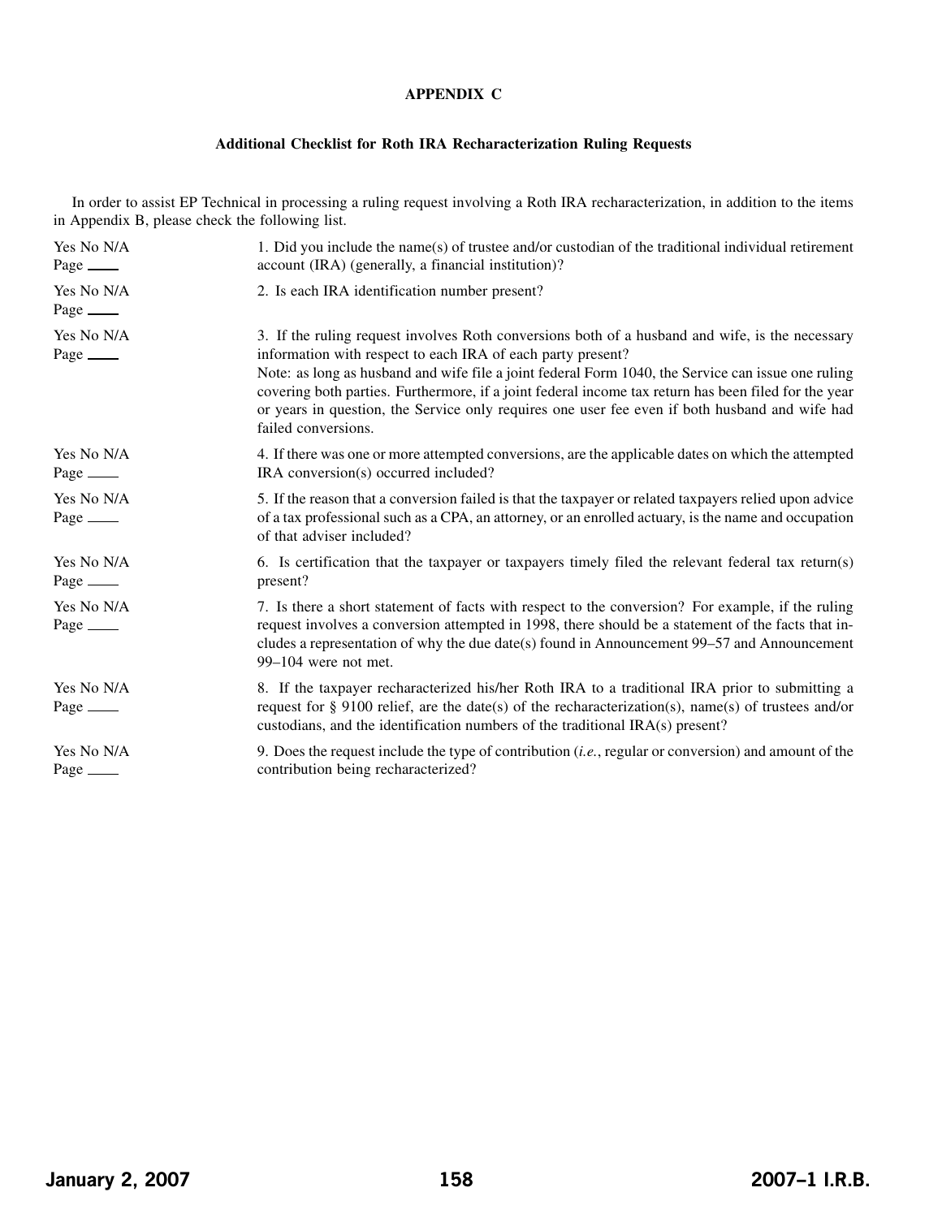## APPENDIX C

### Additional Checklist for Roth IRA Recharacterization Ruling Requests

In order to assist EP Technical in processing a ruling request involving a Roth IRA recharacterization, in addition to the items in Appendix B, please check the following list.

| | |
|---|---|
| Yes No N/A<br>Page ____ | 1. Did you include the name(s) of trustee and/or custodian of the traditional individual retirement account (IRA) (generally, a financial institution)? |
| Yes No N/A<br>Page ____ | 2. Is each IRA identification number present? |
| Yes No N/A<br>Page ____ | 3. If the ruling request involves Roth conversions both of a husband and wife, is the necessary information with respect to each IRA of each party present?<br>Note: as long as husband and wife file a joint federal Form 1040, the Service can issue one ruling covering both parties. Furthermore, if a joint federal income tax return has been filed for the year or years in question, the Service only requires one user fee even if both husband and wife had failed conversions. |
| Yes No N/A<br>Page ____ | 4. If there was one or more attempted conversions, are the applicable dates on which the attempted IRA conversion(s) occurred included? |
| Yes No N/A<br>Page ____ | 5. If the reason that a conversion failed is that the taxpayer or related taxpayers relied upon advice of a tax professional such as a CPA, an attorney, or an enrolled actuary, is the name and occupation of that adviser included? |
| Yes No N/A<br>Page ____ | 6. Is certification that the taxpayer or taxpayers timely filed the relevant federal tax return(s) present? |
| Yes No N/A<br>Page ____ | 7. Is there a short statement of facts with respect to the conversion? For example, if the ruling request involves a conversion attempted in 1998, there should be a statement of the facts that includes a representation of why the due date(s) found in Announcement 99–57 and Announcement 99–104 were not met. |
| Yes No N/A<br>Page ____ | 8. If the taxpayer recharacterized his/her Roth IRA to a traditional IRA prior to submitting a request for § 9100 relief, are the date(s) of the recharacterization(s), name(s) of trustees and/or custodians, and the identification numbers of the traditional IRA(s) present? |
| Yes No N/A<br>Page ____ | 9. Does the request include the type of contribution (*i.e.*, regular or conversion) and amount of the contribution being recharacterized? |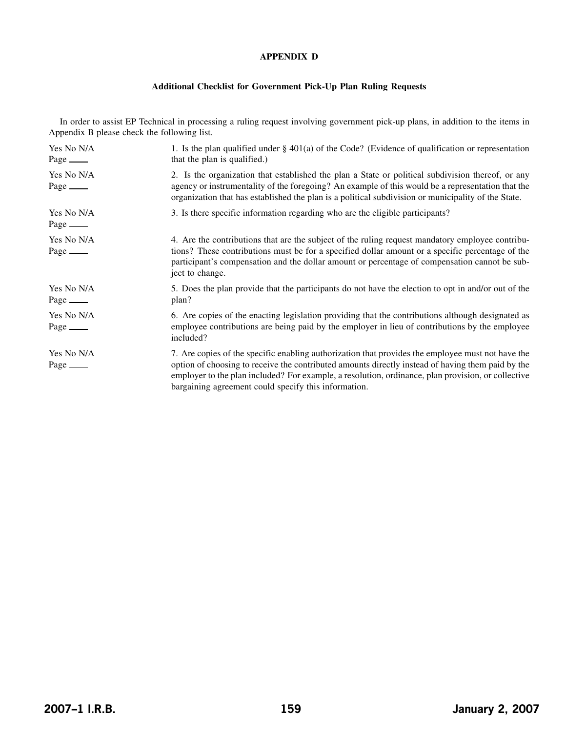## APPENDIX D

### Additional Checklist for Government Pick-Up Plan Ruling Requests

In order to assist EP Technical in processing a ruling request involving government pick-up plans, in addition to the items in Appendix B please check the following list.

| | |
|---|---|
| Yes No N/A<br>Page ____ | 1. Is the plan qualified under § 401(a) of the Code? (Evidence of qualification or representation that the plan is qualified.) |
| Yes No N/A<br>Page ____ | 2. Is the organization that established the plan a State or political subdivision thereof, or any agency or instrumentality of the foregoing? An example of this would be a representation that the organization that has established the plan is a political subdivision or municipality of the State. |
| Yes No N/A<br>Page ____ | 3. Is there specific information regarding who are the eligible participants? |
| Yes No N/A<br>Page ____ | 4. Are the contributions that are the subject of the ruling request mandatory employee contributions? These contributions must be for a specified dollar amount or a specific percentage of the participant's compensation and the dollar amount or percentage of compensation cannot be subject to change. |
| Yes No N/A<br>Page ____ | 5. Does the plan provide that the participants do not have the election to opt in and/or out of the plan? |
| Yes No N/A<br>Page ____ | 6. Are copies of the enacting legislation providing that the contributions although designated as employee contributions are being paid by the employer in lieu of contributions by the employee included? |
| Yes No N/A<br>Page ____ | 7. Are copies of the specific enabling authorization that provides the employee must not have the option of choosing to receive the contributed amounts directly instead of having them paid by the employer to the plan included? For example, a resolution, ordinance, plan provision, or collective bargaining agreement could specify this information. |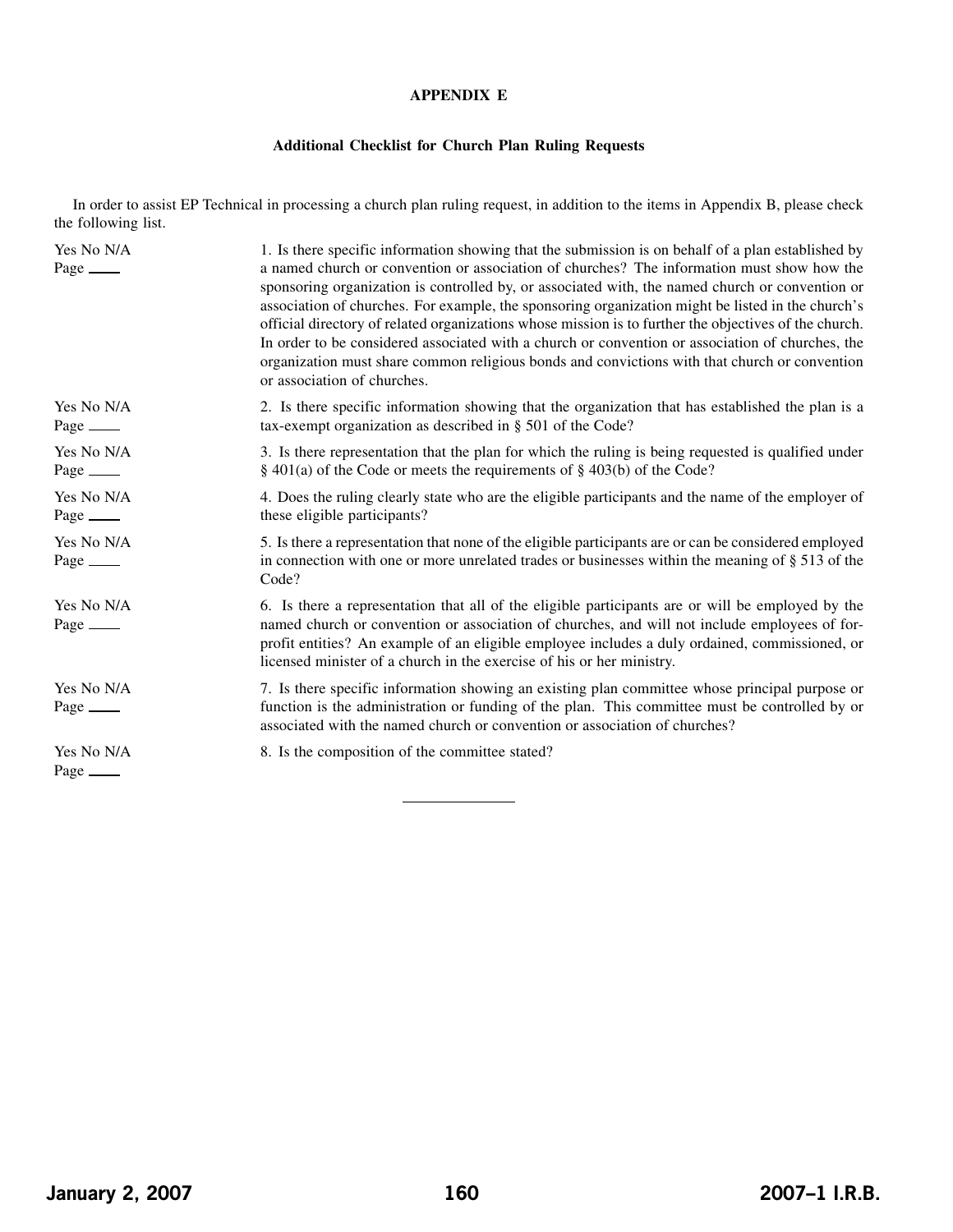## APPENDIX E

### Additional Checklist for Church Plan Ruling Requests

In order to assist EP Technical in processing a church plan ruling request, in addition to the items in Appendix B, please check the following list.

| | |
|---|---|
| Yes No N/A<br>Page ____ | 1. Is there specific information showing that the submission is on behalf of a plan established by a named church or convention or association of churches? The information must show how the sponsoring organization is controlled by, or associated with, the named church or convention or association of churches. For example, the sponsoring organization might be listed in the church's official directory of related organizations whose mission is to further the objectives of the church. In order to be considered associated with a church or convention or association of churches, the organization must share common religious bonds and convictions with that church or convention or association of churches. |
| Yes No N/A<br>Page ____ | 2. Is there specific information showing that the organization that has established the plan is a tax-exempt organization as described in § 501 of the Code? |
| Yes No N/A<br>Page ____ | 3. Is there representation that the plan for which the ruling is being requested is qualified under § 401(a) of the Code or meets the requirements of § 403(b) of the Code? |
| Yes No N/A<br>Page ____ | 4. Does the ruling clearly state who are the eligible participants and the name of the employer of these eligible participants? |
| Yes No N/A<br>Page ____ | 5. Is there a representation that none of the eligible participants are or can be considered employed in connection with one or more unrelated trades or businesses within the meaning of § 513 of the Code? |
| Yes No N/A<br>Page ____ | 6. Is there a representation that all of the eligible participants are or will be employed by the named church or convention or association of churches, and will not include employees of for-profit entities? An example of an eligible employee includes a duly ordained, commissioned, or licensed minister of a church in the exercise of his or her ministry. |
| Yes No N/A<br>Page ____ | 7. Is there specific information showing an existing plan committee whose principal purpose or function is the administration or funding of the plan. This committee must be controlled by or associated with the named church or convention or association of churches? |
| Yes No N/A<br>Page ____ | 8. Is the composition of the committee stated? |